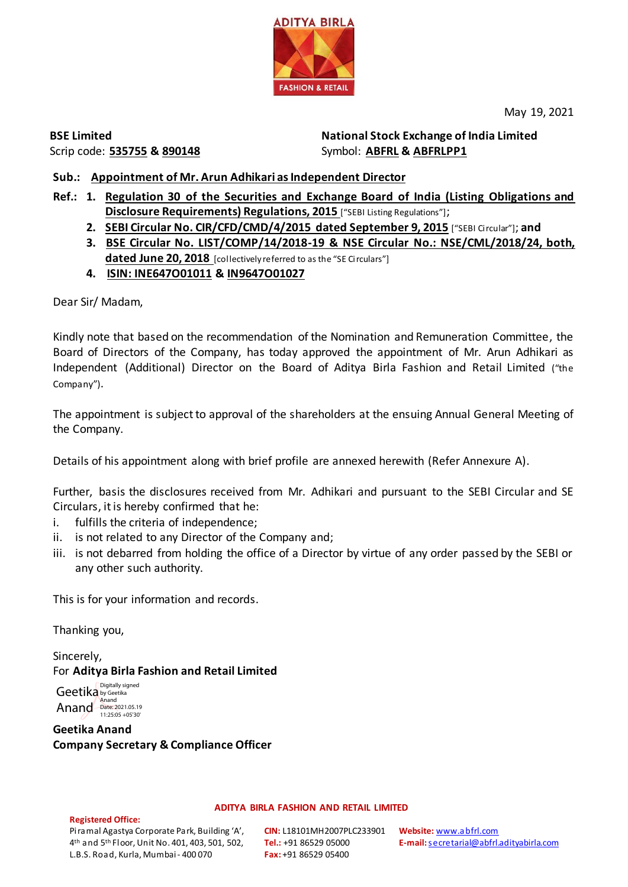ADITYA BIRLA FASHION & RETAIL

May 19, 2021

**BSE Limited**
Scrip code: **535755** & **890148**

**National Stock Exchange of India Limited**
Symbol: **ABFRL** & **ABFRLPP1**

**Sub.: Appointment of Mr. Arun Adhikari as Independent Director**

**Ref.:**
1. **Regulation 30 of the Securities and Exchange Board of India (Listing Obligations and Disclosure Requirements) Regulations, 2015** ["SEBI Listing Regulations"];
2. **SEBI Circular No. CIR/CFD/CMD/4/2015 dated September 9, 2015** ["SEBI Circular"]; **and**
3. **BSE Circular No. LIST/COMP/14/2018-19 & NSE Circular No.: NSE/CML/2018/24, both, dated June 20, 2018** [collectively referred to as the "SE Circulars"]
4. **ISIN: INE647O01011** & **IN9647O01027**

Dear Sir/ Madam,

Kindly note that based on the recommendation of the Nomination and Remuneration Committee, the Board of Directors of the Company, has today approved the appointment of Mr. Arun Adhikari as Independent (Additional) Director on the Board of Aditya Birla Fashion and Retail Limited ("the Company").

The appointment is subject to approval of the shareholders at the ensuing Annual General Meeting of the Company.

Details of his appointment along with brief profile are annexed herewith (Refer Annexure A).

Further, basis the disclosures received from Mr. Adhikari and pursuant to the SEBI Circular and SE Circulars, it is hereby confirmed that he:

i. fulfills the criteria of independence;
ii. is not related to any Director of the Company and;
iii. is not debarred from holding the office of a Director by virtue of any order passed by the SEBI or any other such authority.

This is for your information and records.

Thanking you,

Sincerely,
For **Aditya Birla Fashion and Retail Limited**

Geetika Anand
Digitally signed by Geetika Anand
Date: 2021.05.19 11:25:05 +05'30'

**Geetika Anand**
**Company Secretary & Compliance Officer**

**ADITYA BIRLA FASHION AND RETAIL LIMITED**

**Registered Office:**
Piramal Agastya Corporate Park, Building 'A', 4th and 5th Floor, Unit No. 401, 403, 501, 502, L.B.S. Road, Kurla, Mumbai - 400 070

**CIN:** L18101MH2007PLC233901
**Tel.:** +91 86529 05000
**Fax:** +91 86529 05400

**Website:** www.abfrl.com
**E-mail:** secretarial@abfrl.adityabirla.com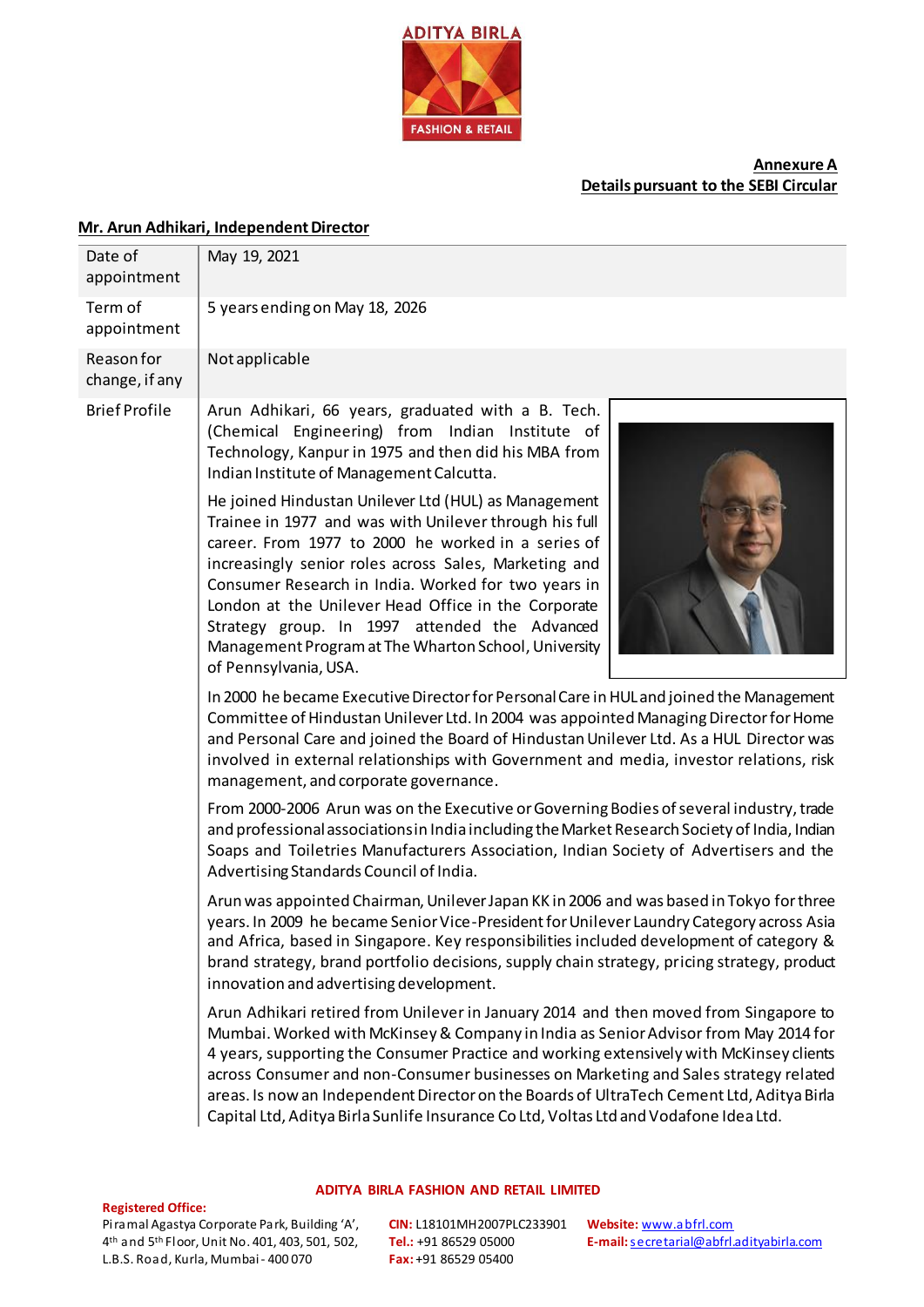**Annexure A**
**Details pursuant to the SEBI Circular**

**Mr. Arun Adhikari, Independent Director**

| | |
|---|---|
| Date of appointment | May 19, 2021 |
| Term of appointment | 5 years ending on May 18, 2026 |
| Reason for change, if any | Not applicable |
| Brief Profile | Arun Adhikari, 66 years, graduated with a B. Tech. (Chemical Engineering) from Indian Institute of Technology, Kanpur in 1975 and then did his MBA from Indian Institute of Management Calcutta.<br><br>He joined Hindustan Unilever Ltd (HUL) as Management Trainee in 1977 and was with Unilever through his full career. From 1977 to 2000 he worked in a series of increasingly senior roles across Sales, Marketing and Consumer Research in India. Worked for two years in London at the Unilever Head Office in the Corporate Strategy group. In 1997 attended the Advanced Management Program at The Wharton School, University of Pennsylvania, USA.<br><br>In 2000 he became Executive Director for Personal Care in HUL and joined the Management Committee of Hindustan Unilever Ltd. In 2004 was appointed Managing Director for Home and Personal Care and joined the Board of Hindustan Unilever Ltd. As a HUL Director was involved in external relationships with Government and media, investor relations, risk management, and corporate governance.<br><br>From 2000-2006 Arun was on the Executive or Governing Bodies of several industry, trade and professional associations in India including the Market Research Society of India, Indian Soaps and Toiletries Manufacturers Association, Indian Society of Advertisers and the Advertising Standards Council of India.<br><br>Arun was appointed Chairman, Unilever Japan KK in 2006 and was based in Tokyo for three years. In 2009 he became Senior Vice-President for Unilever Laundry Category across Asia and Africa, based in Singapore. Key responsibilities included development of category & brand strategy, brand portfolio decisions, supply chain strategy, pricing strategy, product innovation and advertising development.<br><br>Arun Adhikari retired from Unilever in January 2014 and then moved from Singapore to Mumbai. Worked with McKinsey & Company in India as Senior Advisor from May 2014 for 4 years, supporting the Consumer Practice and working extensively with McKinsey clients across Consumer and non-Consumer businesses on Marketing and Sales strategy related areas. Is now an Independent Director on the Boards of UltraTech Cement Ltd, Aditya Birla Capital Ltd, Aditya Birla Sunlife Insurance Co Ltd, Voltas Ltd and Vodafone Idea Ltd. |

**ADITYA BIRLA FASHION AND RETAIL LIMITED**

**Registered Office:**
Piramal Agastya Corporate Park, Building 'A', 4th and 5th Floor, Unit No. 401, 403, 501, 502, L.B.S. Road, Kurla, Mumbai - 400 070

**CIN:** L18101MH2007PLC233901
**Tel.:** +91 86529 05000
**Fax:** +91 86529 05400

**Website:** www.abfrl.com
**E-mail:** secretarial@abfrl.adityabirla.com